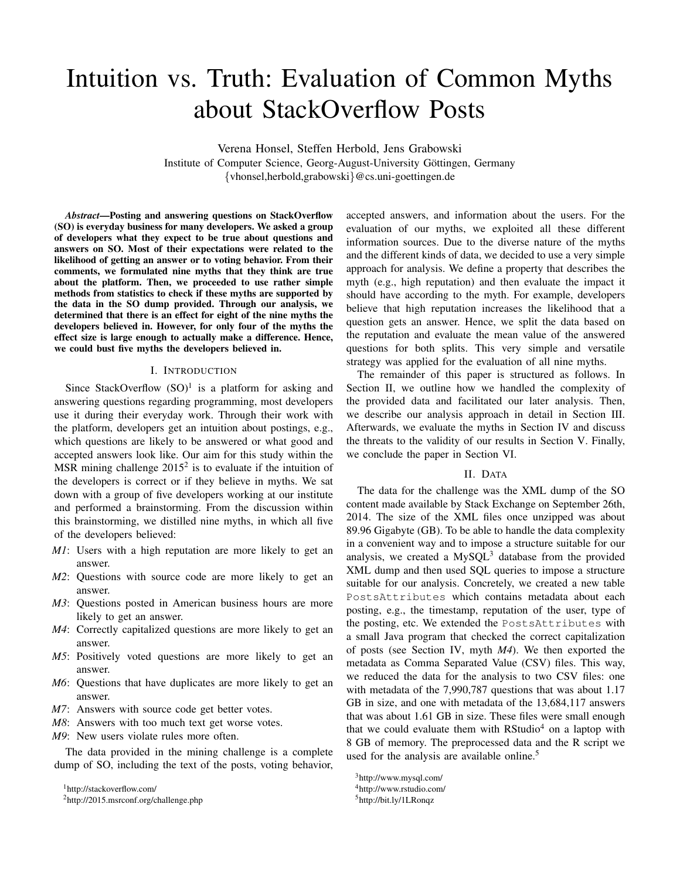# Intuition vs. Truth: Evaluation of Common Myths about StackOverflow Posts

Verena Honsel, Steffen Herbold, Jens Grabowski
Institute of Computer Science, Georg-August-University Göttingen, Germany
{vhonsel,herbold,grabowski}@cs.uni-goettingen.de

***Abstract*—Posting and answering questions on StackOverflow (SO) is everyday business for many developers. We asked a group of developers what they expect to be true about questions and answers on SO. Most of their expectations were related to the likelihood of getting an answer or to voting behavior. From their comments, we formulated nine myths that they think are true about the platform. Then, we proceeded to use rather simple methods from statistics to check if these myths are supported by the data in the SO dump provided. Through our analysis, we determined that there is an effect for eight of the nine myths the developers believed in. However, for only four of the myths the effect size is large enough to actually make a difference. Hence, we could bust five myths the developers believed in.**

## I. Introduction

Since StackOverflow (SO)[1] is a platform for asking and answering questions regarding programming, most developers use it during their everyday work. Through their work with the platform, developers get an intuition about postings, e.g., which questions are likely to be answered or what good and accepted answers look like. Our aim for this study within the MSR mining challenge 2015[2] is to evaluate if the intuition of the developers is correct or if they believe in myths. We sat down with a group of five developers working at our institute and performed a brainstorming. From the discussion within this brainstorming, we distilled nine myths, in which all five of the developers believed:

- *M1*: Users with a high reputation are more likely to get an answer.
- *M2*: Questions with source code are more likely to get an answer.
- *M3*: Questions posted in American business hours are more likely to get an answer.
- *M4*: Correctly capitalized questions are more likely to get an answer.
- *M5*: Positively voted questions are more likely to get an answer.
- *M6*: Questions that have duplicates are more likely to get an answer.
- *M7*: Answers with source code get better votes.
- *M8*: Answers with too much text get worse votes.
- *M9*: New users violate rules more often.

The data provided in the mining challenge is a complete dump of SO, including the text of the posts, voting behavior, accepted answers, and information about the users. For the evaluation of our myths, we exploited all these different information sources. Due to the diverse nature of the myths and the different kinds of data, we decided to use a very simple approach for analysis. We define a property that describes the myth (e.g., high reputation) and then evaluate the impact it should have according to the myth. For example, developers believe that high reputation increases the likelihood that a question gets an answer. Hence, we split the data based on the reputation and evaluate the mean value of the answered questions for both splits. This very simple and versatile strategy was applied for the evaluation of all nine myths.

The remainder of this paper is structured as follows. In Section II, we outline how we handled the complexity of the provided data and facilitated our later analysis. Then, we describe our analysis approach in detail in Section III. Afterwards, we evaluate the myths in Section IV and discuss the threats to the validity of our results in Section V. Finally, we conclude the paper in Section VI.

## II. Data

The data for the challenge was the XML dump of the SO content made available by Stack Exchange on September 26th, 2014. The size of the XML files once unzipped was about 89.96 Gigabyte (GB). To be able to handle the data complexity in a convenient way and to impose a structure suitable for our analysis, we created a MySQL[3] database from the provided XML dump and then used SQL queries to impose a structure suitable for our analysis. Concretely, we created a new table `PostsAttributes` which contains metadata about each posting, e.g., the timestamp, reputation of the user, type of the posting, etc. We extended the `PostsAttributes` with a small Java program that checked the correct capitalization of posts (see Section IV, myth *M4*). We then exported the metadata as Comma Separated Value (CSV) files. This way, we reduced the data for the analysis to two CSV files: one with metadata of the 7,990,787 questions that was about 1.17 GB in size, and one with metadata of the 13,684,117 answers that was about 1.61 GB in size. These files were small enough that we could evaluate them with RStudio[4] on a laptop with 8 GB of memory. The preprocessed data and the R script we used for the analysis are available online.[5]

[1] http://stackoverflow.com/
[2] http://2015.msrconf.org/challenge.php
[3] http://www.mysql.com/
[4] http://www.rstudio.com/
[5] http://bit.ly/1LRonqz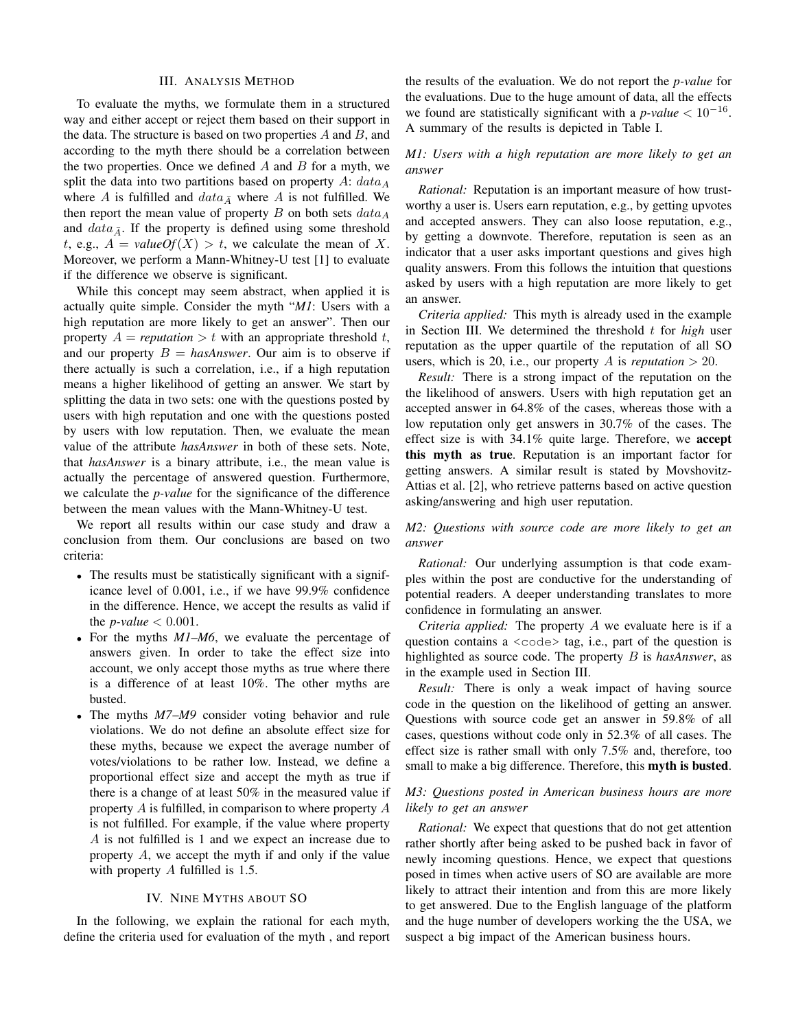## III. Analysis Method

To evaluate the myths, we formulate them in a structured way and either accept or reject them based on their support in the data. The structure is based on two properties $A$ and $B$, and according to the myth there should be a correlation between the two properties. Once we defined $A$ and $B$ for a myth, we split the data into two partitions based on property $A$: $data_A$ where $A$ is fulfilled and $data_{\bar{A}}$ where $A$ is not fulfilled. We then report the mean value of property $B$ on both sets $data_A$ and $data_{\bar{A}}$. If the property is defined using some threshold $t$, e.g., $A = \textit{valueOf}(X) > t$, we calculate the mean of $X$. Moreover, we perform a Mann-Whitney-U test [1] to evaluate if the difference we observe is significant.

While this concept may seem abstract, when applied it is actually quite simple. Consider the myth "*M1*: Users with a high reputation are more likely to get an answer". Then our property $A = \textit{reputation} > t$ with an appropriate threshold $t$, and our property $B = \textit{hasAnswer}$. Our aim is to observe if there actually is such a correlation, i.e., if a high reputation means a higher likelihood of getting an answer. We start by splitting the data in two sets: one with the questions posted by users with high reputation and one with the questions posted by users with low reputation. Then, we evaluate the mean value of the attribute *hasAnswer* in both of these sets. Note, that *hasAnswer* is a binary attribute, i.e., the mean value is actually the percentage of answered question. Furthermore, we calculate the *p-value* for the significance of the difference between the mean values with the Mann-Whitney-U test.

We report all results within our case study and draw a conclusion from them. Our conclusions are based on two criteria:

- The results must be statistically significant with a significance level of 0.001, i.e., if we have 99.9% confidence in the difference. Hence, we accept the results as valid if the *p-value* $< 0.001$.
- For the myths *M1–M6*, we evaluate the percentage of answers given. In order to take the effect size into account, we only accept those myths as true where there is a difference of at least 10%. The other myths are busted.
- The myths *M7–M9* consider voting behavior and rule violations. We do not define an absolute effect size for these myths, because we expect the average number of votes/violations to be rather low. Instead, we define a proportional effect size and accept the myth as true if there is a change of at least 50% in the measured value if property $A$ is fulfilled, in comparison to where property $A$ is not fulfilled. For example, if the value where property $A$ is not fulfilled is 1 and we expect an increase due to property $A$, we accept the myth if and only if the value with property $A$ fulfilled is 1.5.

## IV. Nine Myths about SO

In the following, we explain the rational for each myth, define the criteria used for evaluation of the myth , and report the results of the evaluation. We do not report the *p-value* for the evaluations. Due to the huge amount of data, all the effects we found are statistically significant with a *p-value* $< 10^{-16}$. A summary of the results is depicted in Table I.

### *M1: Users with a high reputation are more likely to get an answer*

*Rational:* Reputation is an important measure of how trustworthy a user is. Users earn reputation, e.g., by getting upvotes and accepted answers. They can also loose reputation, e.g., by getting a downvote. Therefore, reputation is seen as an indicator that a user asks important questions and gives high quality answers. From this follows the intuition that questions asked by users with a high reputation are more likely to get an answer.

*Criteria applied:* This myth is already used in the example in Section III. We determined the threshold $t$ for *high* user reputation as the upper quartile of the reputation of all SO users, which is 20, i.e., our property $A$ is $\textit{reputation} > 20$.

*Result:* There is a strong impact of the reputation on the the likelihood of answers. Users with high reputation get an accepted answer in 64.8% of the cases, whereas those with a low reputation only get answers in 30.7% of the cases. The effect size is with 34.1% quite large. Therefore, we **accept this myth as true**. Reputation is an important factor for getting answers. A similar result is stated by Movshovitz-Attias et al. [2], who retrieve patterns based on active question asking/answering and high user reputation.

### *M2: Questions with source code are more likely to get an answer*

*Rational:* Our underlying assumption is that code examples within the post are conductive for the understanding of potential readers. A deeper understanding translates to more confidence in formulating an answer.

*Criteria applied:* The property $A$ we evaluate here is if a question contains a `<code>` tag, i.e., part of the question is highlighted as source code. The property $B$ is *hasAnswer*, as in the example used in Section III.

*Result:* There is only a weak impact of having source code in the question on the likelihood of getting an answer. Questions with source code get an answer in 59.8% of all cases, questions without code only in 52.3% of all cases. The effect size is rather small with only 7.5% and, therefore, too small to make a big difference. Therefore, this **myth is busted**.

### *M3: Questions posted in American business hours are more likely to get an answer*

*Rational:* We expect that questions that do not get attention rather shortly after being asked to be pushed back in favor of newly incoming questions. Hence, we expect that questions posed in times when active users of SO are available are more likely to attract their intention and from this are more likely to get answered. Due to the English language of the platform and the huge number of developers working the the USA, we suspect a big impact of the American business hours.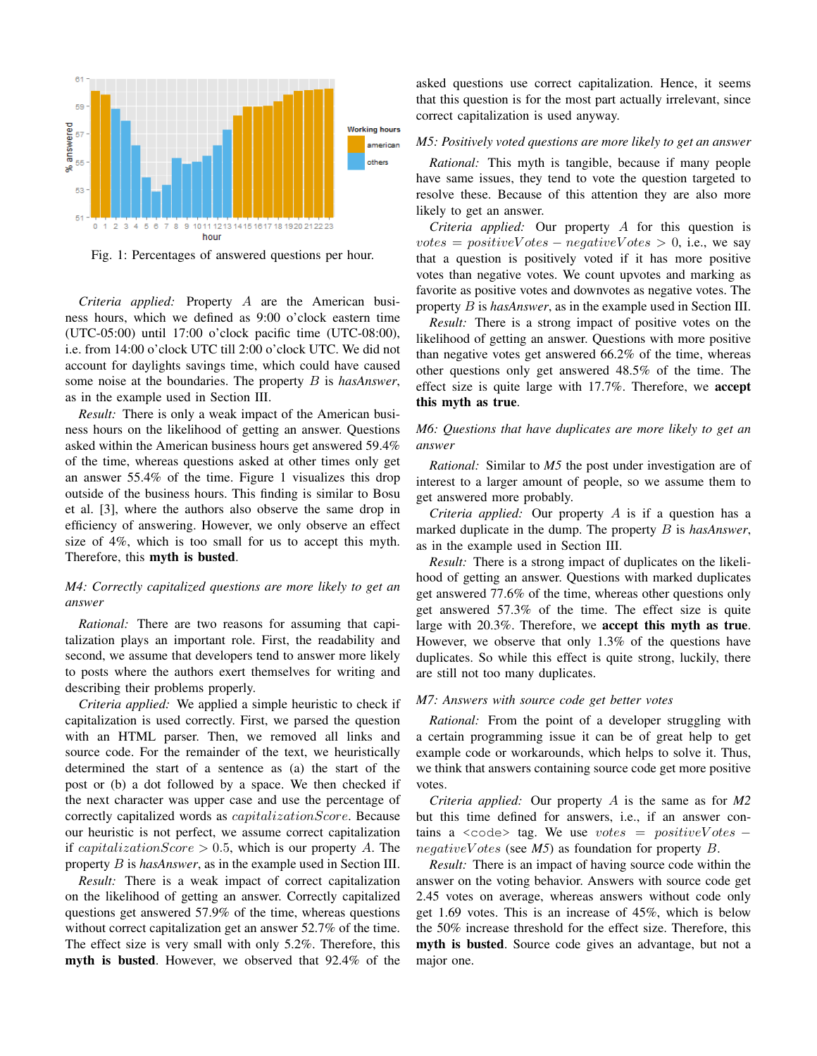Fig. 1: Percentages of answered questions per hour.

*Criteria applied:* Property $A$ are the American business hours, which we defined as 9:00 o'clock eastern time (UTC-05:00) until 17:00 o'clock pacific time (UTC-08:00), i.e. from 14:00 o'clock UTC till 2:00 o'clock UTC. We did not account for daylights savings time, which could have caused some noise at the boundaries. The property $B$ is *hasAnswer*, as in the example used in Section III.

*Result:* There is only a weak impact of the American business hours on the likelihood of getting an answer. Questions asked within the American business hours get answered 59.4% of the time, whereas questions asked at other times only get an answer 55.4% of the time. Figure 1 visualizes this drop outside of the business hours. This finding is similar to Bosu et al. [3], where the authors also observe the same drop in efficiency of answering. However, we only observe an effect size of 4%, which is too small for us to accept this myth. Therefore, this **myth is busted**.

### *M4: Correctly capitalized questions are more likely to get an answer*

*Rational:* There are two reasons for assuming that capitalization plays an important role. First, the readability and second, we assume that developers tend to answer more likely to posts where the authors exert themselves for writing and describing their problems properly.

*Criteria applied:* We applied a simple heuristic to check if capitalization is used correctly. First, we parsed the question with an HTML parser. Then, we removed all links and source code. For the remainder of the text, we heuristically determined the start of a sentence as (a) the start of the post or (b) a dot followed by a space. We then checked if the next character was upper case and use the percentage of correctly capitalized words as $capitalizationScore$. Because our heuristic is not perfect, we assume correct capitalization if $capitalizationScore > 0.5$, which is our property $A$. The property $B$ is *hasAnswer*, as in the example used in Section III.

*Result:* There is a weak impact of correct capitalization on the likelihood of getting an answer. Correctly capitalized questions get answered 57.9% of the time, whereas questions without correct capitalization get an answer 52.7% of the time. The effect size is very small with only 5.2%. Therefore, this **myth is busted**. However, we observed that 92.4% of the asked questions use correct capitalization. Hence, it seems that this question is for the most part actually irrelevant, since correct capitalization is used anyway.

### *M5: Positively voted questions are more likely to get an answer*

*Rational:* This myth is tangible, because if many people have same issues, they tend to vote the question targeted to resolve these. Because of this attention they are also more likely to get an answer.

*Criteria applied:* Our property $A$ for this question is $votes = positiveVotes - negativeVotes > 0$, i.e., we say that a question is positively voted if it has more positive votes than negative votes. We count upvotes and marking as favorite as positive votes and downvotes as negative votes. The property $B$ is *hasAnswer*, as in the example used in Section III.

*Result:* There is a strong impact of positive votes on the likelihood of getting an answer. Questions with more positive than negative votes get answered 66.2% of the time, whereas other questions only get answered 48.5% of the time. The effect size is quite large with 17.7%. Therefore, we **accept this myth as true**.

### *M6: Questions that have duplicates are more likely to get an answer*

*Rational:* Similar to *M5* the post under investigation are of interest to a larger amount of people, so we assume them to get answered more probably.

*Criteria applied:* Our property $A$ is if a question has a marked duplicate in the dump. The property $B$ is *hasAnswer*, as in the example used in Section III.

*Result:* There is a strong impact of duplicates on the likelihood of getting an answer. Questions with marked duplicates get answered 77.6% of the time, whereas other questions only get answered 57.3% of the time. The effect size is quite large with 20.3%. Therefore, we **accept this myth as true**. However, we observe that only 1.3% of the questions have duplicates. So while this effect is quite strong, luckily, there are still not too many duplicates.

### *M7: Answers with source code get better votes*

*Rational:* From the point of a developer struggling with a certain programming issue it can be of great help to get example code or workarounds, which helps to solve it. Thus, we think that answers containing source code get more positive votes.

*Criteria applied:* Our property $A$ is the same as for *M2* but this time defined for answers, i.e., if an answer contains a `<code>` tag. We use $votes = positiveVotes - negativeVotes$ (see *M5*) as foundation for property $B$.

*Result:* There is an impact of having source code within the answer on the voting behavior. Answers with source code get 2.45 votes on average, whereas answers without code only get 1.69 votes. This is an increase of 45%, which is below the 50% increase threshold for the effect size. Therefore, this **myth is busted**. Source code gives an advantage, but not a major one.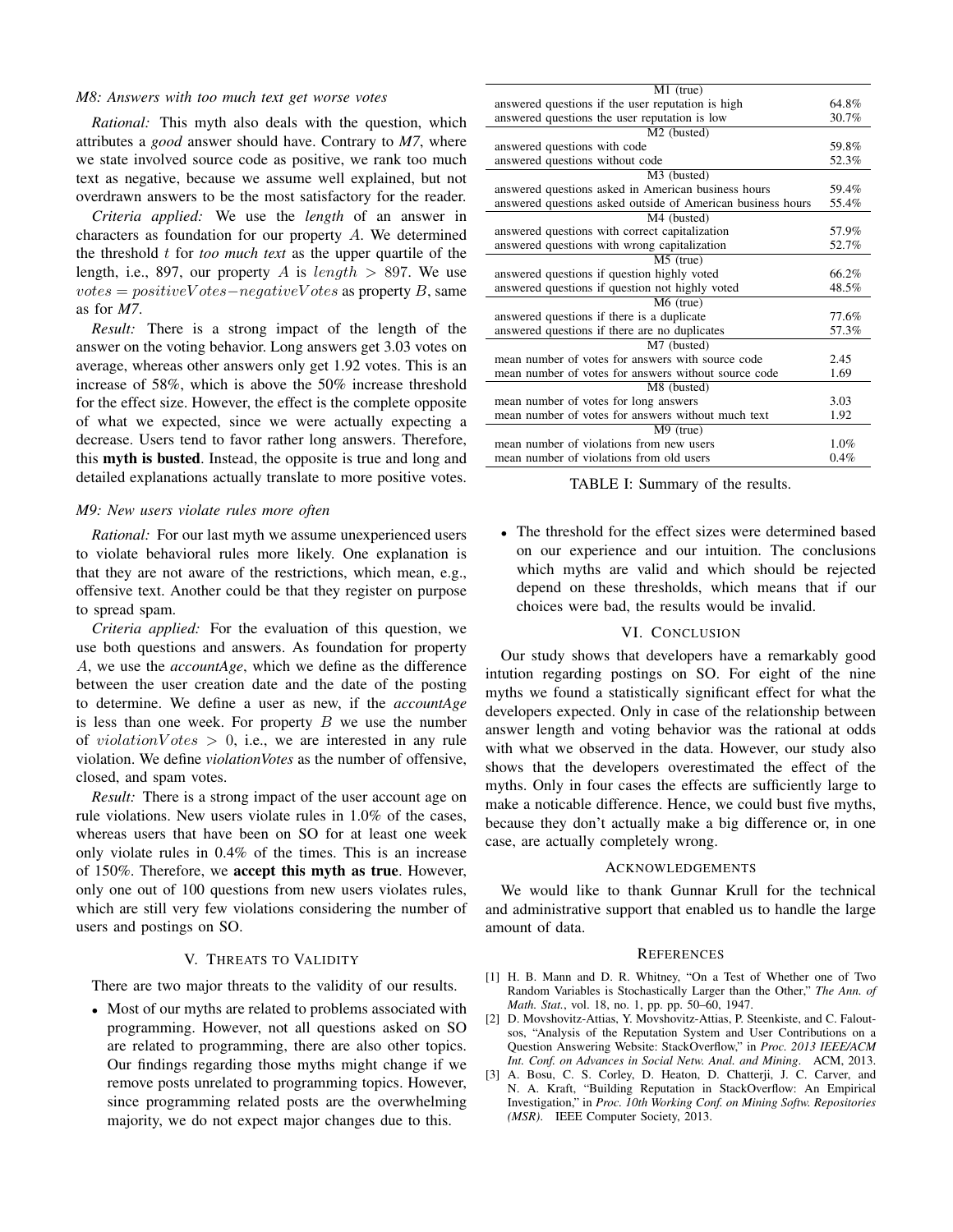#### M8: Answers with too much text get worse votes

*Rational:* This myth also deals with the question, which attributes a *good* answer should have. Contrary to *M7*, where we state involved source code as positive, we rank too much text as negative, because we assume well explained, but not overdrawn answers to be the most satisfactory for the reader.

*Criteria applied:* We use the *length* of an answer in characters as foundation for our property $A$. We determined the threshold $t$ for *too much text* as the upper quartile of the length, i.e., 897, our property $A$ is $length > 897$. We use $votes = positiveVotes - negativeVotes$ as property $B$, same as for *M7*.

*Result:* There is a strong impact of the length of the answer on the voting behavior. Long answers get 3.03 votes on average, whereas other answers only get 1.92 votes. This is an increase of 58%, which is above the 50% increase threshold for the effect size. However, the effect is the complete opposite of what we expected, since we were actually expecting a decrease. Users tend to favor rather long answers. Therefore, this **myth is busted**. Instead, the opposite is true and long and detailed explanations actually translate to more positive votes.

#### M9: New users violate rules more often

*Rational:* For our last myth we assume unexperienced users to violate behavioral rules more likely. One explanation is that they are not aware of the restrictions, which mean, e.g., offensive text. Another could be that they register on purpose to spread spam.

*Criteria applied:* For the evaluation of this question, we use both questions and answers. As foundation for property $A$, we use the *accountAge*, which we define as the difference between the user creation date and the date of the posting to determine. We define a user as new, if the *accountAge* is less than one week. For property $B$ we use the number of $violationVotes > 0$, i.e., we are interested in any rule violation. We define *violationVotes* as the number of offensive, closed, and spam votes.

*Result:* There is a strong impact of the user account age on rule violations. New users violate rules in 1.0% of the cases, whereas users that have been on SO for at least one week only violate rules in 0.4% of the times. This is an increase of 150%. Therefore, we **accept this myth as true**. However, only one out of 100 questions from new users violates rules, which are still very few violations considering the number of users and postings on SO.

| | |
|---|---|
| M1 (true) | |
| answered questions if the user reputation is high | 64.8% |
| answered questions the user reputation is low | 30.7% |
| M2 (busted) | |
| answered questions with code | 59.8% |
| answered questions without code | 52.3% |
| M3 (busted) | |
| answered questions asked in American business hours | 59.4% |
| answered questions asked outside of American business hours | 55.4% |
| M4 (busted) | |
| answered questions with correct capitalization | 57.9% |
| answered questions with wrong capitalization | 52.7% |
| M5 (true) | |
| answered questions if question highly voted | 66.2% |
| answered questions if question not highly voted | 48.5% |
| M6 (true) | |
| answered questions if there is a duplicate | 77.6% |
| answered questions if there are no duplicates | 57.3% |
| M7 (busted) | |
| mean number of votes for answers with source code | 2.45 |
| mean number of votes for answers without source code | 1.69 |
| M8 (busted) | |
| mean number of votes for long answers | 3.03 |
| mean number of votes for answers without much text | 1.92 |
| M9 (true) | |
| mean number of violations from new users | 1.0% |
| mean number of violations from old users | 0.4% |

TABLE I: Summary of the results.

## V. Threats to Validity

There are two major threats to the validity of our results.

- Most of our myths are related to problems associated with programming. However, not all questions asked on SO are related to programming, there are also other topics. Our findings regarding those myths might change if we remove posts unrelated to programming topics. However, since programming related posts are the overwhelming majority, we do not expect major changes due to this.
- The threshold for the effect sizes were determined based on our experience and our intuition. The conclusions which myths are valid and which should be rejected depend on these thresholds, which means that if our choices were bad, the results would be invalid.

## VI. Conclusion

Our study shows that developers have a remarkably good intuition regarding postings on SO. For eight of the nine myths we found a statistically significant effect for what the developers expected. Only in case of the relationship between answer length and voting behavior was the rational at odds with what we observed in the data. However, our study also shows that the developers overestimated the effect of the myths. Only in four cases the effects are sufficiently large to make a noticable difference. Hence, we could bust five myths, because they don't actually make a big difference or, in one case, are actually completely wrong.

## Acknowledgements

We would like to thank Gunnar Krull for the technical and administrative support that enabled us to handle the large amount of data.

## References

[1] H. B. Mann and D. R. Whitney, "On a Test of Whether one of Two Random Variables is Stochastically Larger than the Other," *The Ann. of Math. Stat.*, vol. 18, no. 1, pp. pp. 50–60, 1947.

[2] D. Movshovitz-Attias, Y. Movshovitz-Attias, P. Steenkiste, and C. Faloutsos, "Analysis of the Reputation System and User Contributions on a Question Answering Website: StackOverflow," in *Proc. 2013 IEEE/ACM Int. Conf. on Advances in Social Netw. Anal. and Mining*. ACM, 2013.

[3] A. Bosu, C. S. Corley, D. Heaton, D. Chatterji, J. C. Carver, and N. A. Kraft, "Building Reputation in StackOverflow: An Empirical Investigation," in *Proc. 10th Working Conf. on Mining Softw. Repositories (MSR)*. IEEE Computer Society, 2013.